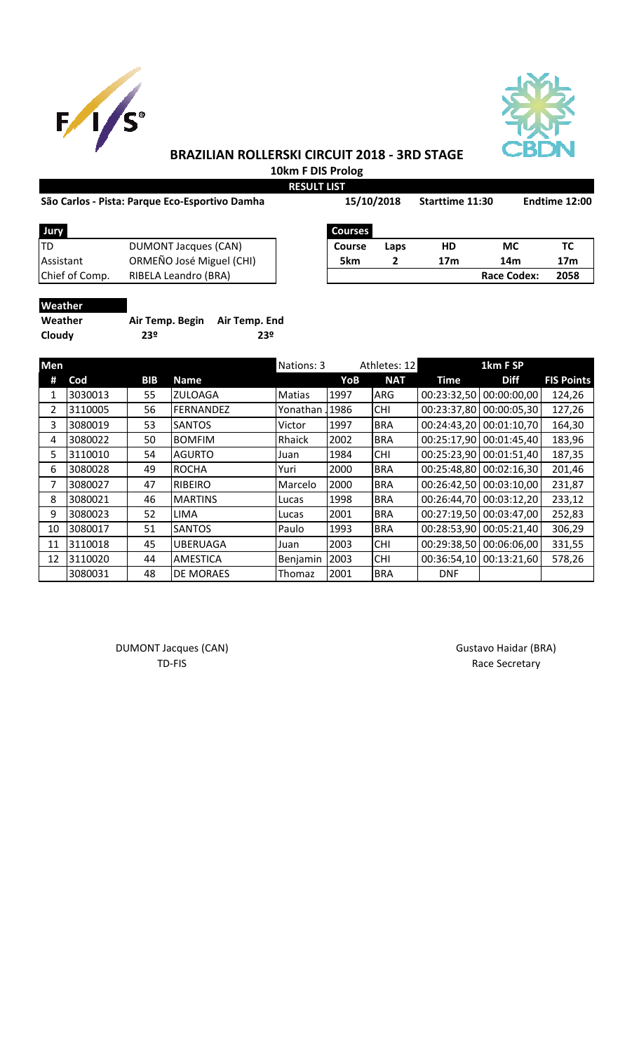# BRAZILIAN ROLLERSKI CIRCUIT 2018 - 3RD STAGE

**10km F DIS Prolog**

**RESULT LIST**

**São Carlos - Pista: Parque Eco-Esportivo Damha** | **15/10/2018** | **Starttime 11:30** | **Endtime 12:00**

| Jury | |
|---|---|
| TD | DUMONT Jacques (CAN) |
| Assistant | ORMEÑO José Miguel (CHI) |
| Chief of Comp. | RIBELA Leandro (BRA) |

| Courses | | | | |
|---|---|---|---|---|
| **Course** | **Laps** | **HD** | **MC** | **TC** |
| 5km | 2 | 17m | 14m | 17m |
| | | | **Race Codex:** | **2058** |

**Weather**

| Weather | Air Temp. Begin | Air Temp. End |
|---|---|---|
| Cloudy | 23º | 23º |

| Men | | | | Nations: 3 | | Athletes: 12 | 1km F SP | | |
|---|---|---|---|---|---|---|---|---|---|
| **#** | **Cod** | **BIB** | **Name** | | **YoB** | **NAT** | **Time** | **Diff** | **FIS Points** |
| 1 | 3030013 | 55 | ZULOAGA | Matias | 1997 | ARG | 00:23:32,50 | 00:00:00,00 | 124,26 |
| 2 | 3110005 | 56 | FERNANDEZ | Yonathan J | 1986 | CHI | 00:23:37,80 | 00:00:05,30 | 127,26 |
| 3 | 3080019 | 53 | SANTOS | Victor | 1997 | BRA | 00:24:43,20 | 00:01:10,70 | 164,30 |
| 4 | 3080022 | 50 | BOMFIM | Rhaick | 2002 | BRA | 00:25:17,90 | 00:01:45,40 | 183,96 |
| 5 | 3110010 | 54 | AGURTO | Juan | 1984 | CHI | 00:25:23,90 | 00:01:51,40 | 187,35 |
| 6 | 3080028 | 49 | ROCHA | Yuri | 2000 | BRA | 00:25:48,80 | 00:02:16,30 | 201,46 |
| 7 | 3080027 | 47 | RIBEIRO | Marcelo | 2000 | BRA | 00:26:42,50 | 00:03:10,00 | 231,87 |
| 8 | 3080021 | 46 | MARTINS | Lucas | 1998 | BRA | 00:26:44,70 | 00:03:12,20 | 233,12 |
| 9 | 3080023 | 52 | LIMA | Lucas | 2001 | BRA | 00:27:19,50 | 00:03:47,00 | 252,83 |
| 10 | 3080017 | 51 | SANTOS | Paulo | 1993 | BRA | 00:28:53,90 | 00:05:21,40 | 306,29 |
| 11 | 3110018 | 45 | UBERUAGA | Juan | 2003 | CHI | 00:29:38,50 | 00:06:06,00 | 331,55 |
| 12 | 3110020 | 44 | AMESTICA | Benjamin | 2003 | CHI | 00:36:54,10 | 00:13:21,60 | 578,26 |
| | 3080031 | 48 | DE MORAES | Thomaz | 2001 | BRA | DNF | | |

DUMONT Jacques (CAN)
TD-FIS

Gustavo Haidar (BRA)
Race Secretary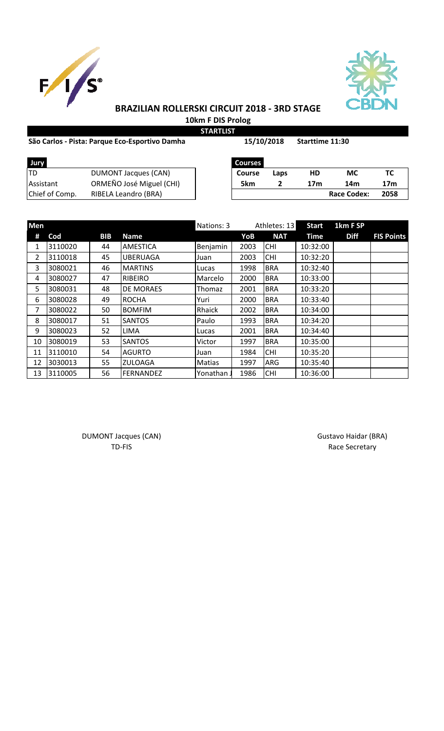## BRAZILIAN ROLLERSKI CIRCUIT 2018 - 3RD STAGE

**10km F DIS Prolog**

**STARTLIST**

**São Carlos - Pista: Parque Eco-Esportivo Damha** **15/10/2018** **Starttime 11:30**

| Jury | |
|---|---|
| TD | DUMONT Jacques (CAN) |
| Assistant | ORMEÑO José Miguel (CHI) |
| Chief of Comp. | RIBELA Leandro (BRA) |

| Courses | | | | |
|---|---|---|---|---|
| Course | Laps | HD | MC | TC |
| 5km | 2 | 17m | 14m | 17m |
| | | | Race Codex: | 2058 |

| Men | | | | Nations: 3 | | Athletes: 13 | Start | 1km F SP | |
|---|---|---|---|---|---|---|---|---|---|
| # | Cod | BIB | Name | | YoB | NAT | Time | Diff | FIS Points |
| 1 | 3110020 | 44 | AMESTICA | Benjamin | 2003 | CHI | 10:32:00 | | |
| 2 | 3110018 | 45 | UBERUAGA | Juan | 2003 | CHI | 10:32:20 | | |
| 3 | 3080021 | 46 | MARTINS | Lucas | 1998 | BRA | 10:32:40 | | |
| 4 | 3080027 | 47 | RIBEIRO | Marcelo | 2000 | BRA | 10:33:00 | | |
| 5 | 3080031 | 48 | DE MORAES | Thomaz | 2001 | BRA | 10:33:20 | | |
| 6 | 3080028 | 49 | ROCHA | Yuri | 2000 | BRA | 10:33:40 | | |
| 7 | 3080022 | 50 | BOMFIM | Rhaick | 2002 | BRA | 10:34:00 | | |
| 8 | 3080017 | 51 | SANTOS | Paulo | 1993 | BRA | 10:34:20 | | |
| 9 | 3080023 | 52 | LIMA | Lucas | 2001 | BRA | 10:34:40 | | |
| 10 | 3080019 | 53 | SANTOS | Victor | 1997 | BRA | 10:35:00 | | |
| 11 | 3110010 | 54 | AGURTO | Juan | 1984 | CHI | 10:35:20 | | |
| 12 | 3030013 | 55 | ZULOAGA | Matias | 1997 | ARG | 10:35:40 | | |
| 13 | 3110005 | 56 | FERNANDEZ | Yonathan J | 1986 | CHI | 10:36:00 | | |

DUMONT Jacques (CAN)
TD-FIS

Gustavo Haidar (BRA)
Race Secretary